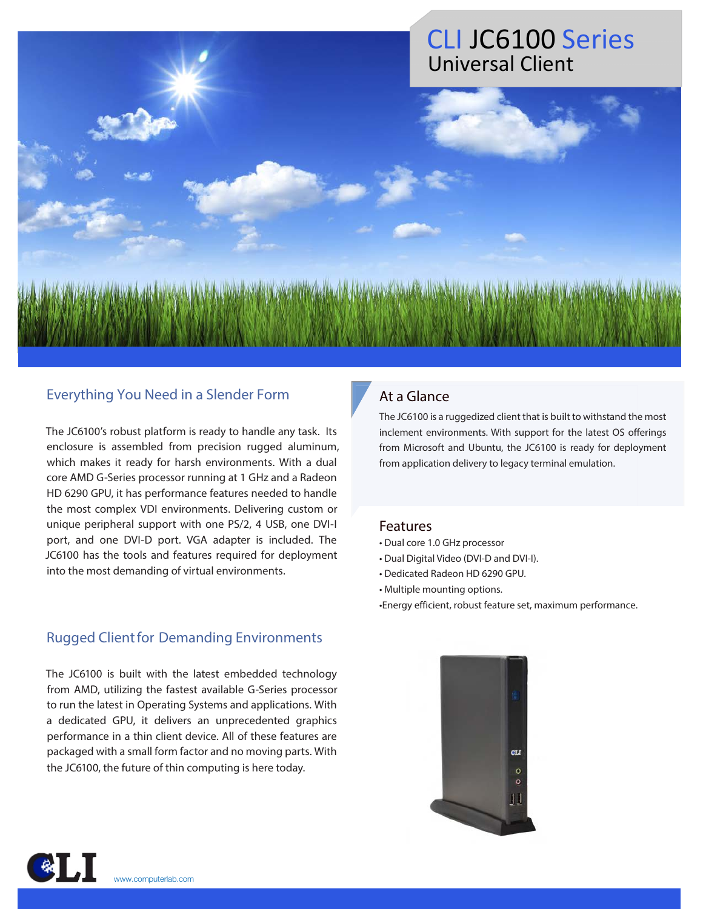# CLI JC6100 Series

## Universal Client

### Everything You Need in a Slender Form

The JC6100's robust platform is ready to handle any task. Its enclosure is assembled from precision rugged aluminum, which makes it ready for harsh environments. With a dual core AMD G-Series processor running at 1 GHz and a Radeon HD 6290 GPU, it has performance features needed to handle the most complex VDI environments. Delivering custom or unique peripheral support with one PS/2, 4 USB, one DVI-I port, and one DVI-D port. VGA adapter is included. The JC6100 has the tools and features required for deployment into the most demanding of virtual environments.

### Rugged Client for Demanding Environments

The JC6100 is built with the latest embedded technology from AMD, utilizing the fastest available G-Series processor to run the latest in Operating Systems and applications. With a dedicated GPU, it delivers an unprecedented graphics performance in a thin client device. All of these features are packaged with a small form factor and no moving parts. With the JC6100, the future of thin computing is here today.

### At a Glance

The JC6100 is a ruggedized client that is built to withstand the most inclement environments. With support for the latest OS offerings from Microsoft and Ubuntu, the JC6100 is ready for deployment from application delivery to legacy terminal emulation.

### Features

- Dual core 1.0 GHz processor
- Dual Digital Video (DVI-D and DVI-I).
- Dedicated Radeon HD 6290 GPU.
- Multiple mounting options.
- Energy efficient, robust feature set, maximum performance.

CLI

www.computerlab.com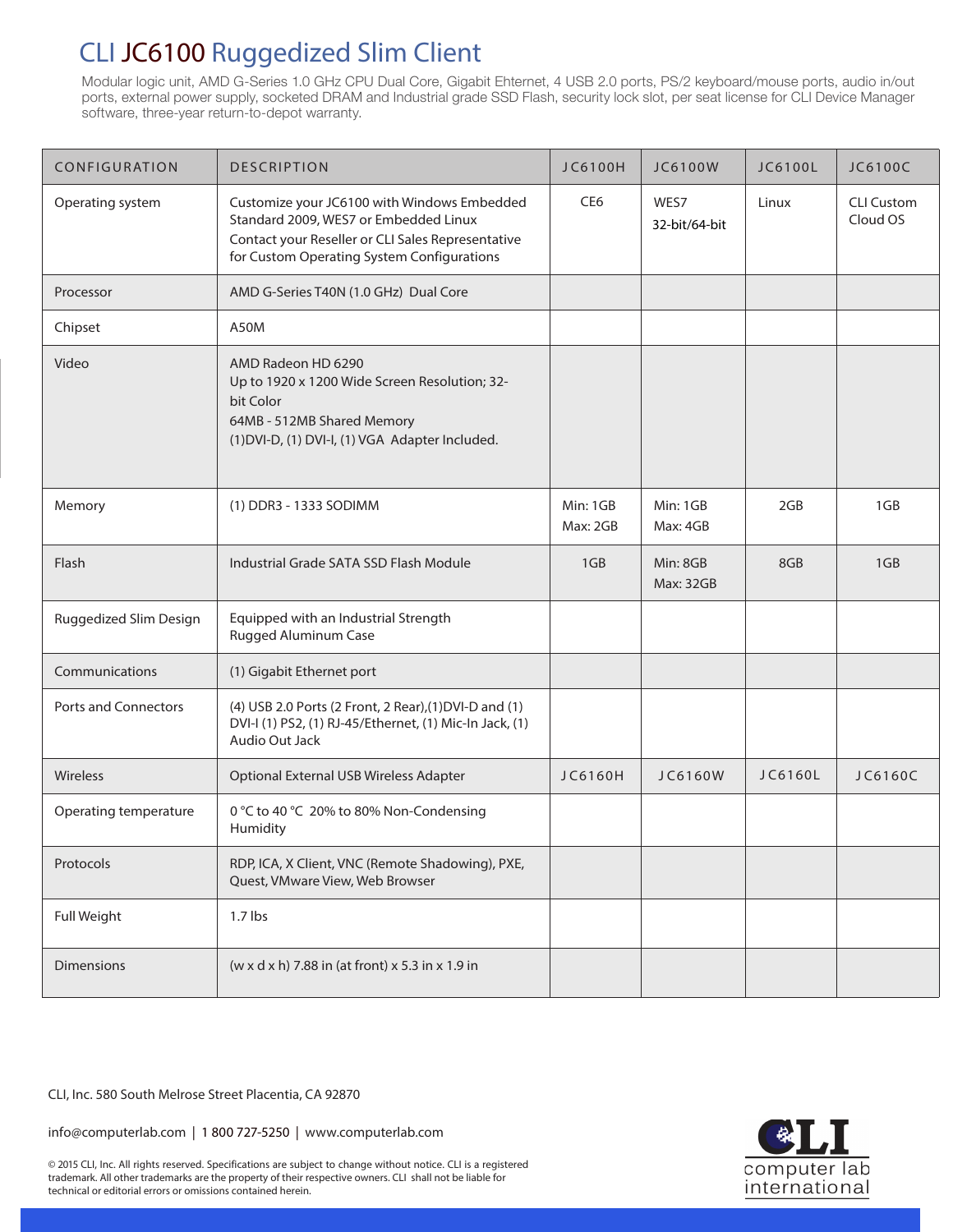# CLI JC6100 Ruggedized Slim Client

Modular logic unit, AMD G-Series 1.0 GHz CPU Dual Core, Gigabit Ehternet, 4 USB 2.0 ports, PS/2 keyboard/mouse ports, audio in/out ports, external power supply, socketed DRAM and Industrial grade SSD Flash, security lock slot, per seat license for CLI Device Manager software, three-year return-to-depot warranty.

| CONFIGURATION | DESCRIPTION | JC6100H | JC6100W | JC6100L | JC6100C |
|---|---|---|---|---|---|
| Operating system | Customize your JC6100 with Windows Embedded Standard 2009, WES7 or Embedded Linux<br>Contact your Reseller or CLI Sales Representative for Custom Operating System Configurations | CE6 | WES7<br>32-bit/64-bit | Linux | CLI Custom Cloud OS |
| Processor | AMD G-Series T40N (1.0 GHz) Dual Core | | | | |
| Chipset | A50M | | | | |
| Video | AMD Radeon HD 6290<br>Up to 1920 x 1200 Wide Screen Resolution; 32-bit Color<br>64MB - 512MB Shared Memory<br>(1)DVI-D, (1) DVI-I, (1) VGA Adapter Included. | | | | |
| Memory | (1) DDR3 - 1333 SODIMM | Min: 1GB<br>Max: 2GB | Min: 1GB<br>Max: 4GB | 2GB | 1GB |
| Flash | Industrial Grade SATA SSD Flash Module | 1GB | Min: 8GB<br>Max: 32GB | 8GB | 1GB |
| Ruggedized Slim Design | Equipped with an Industrial Strength Rugged Aluminum Case | | | | |
| Communications | (1) Gigabit Ethernet port | | | | |
| Ports and Connectors | (4) USB 2.0 Ports (2 Front, 2 Rear),(1)DVI-D and (1) DVI-I (1) PS2, (1) RJ-45/Ethernet, (1) Mic-In Jack, (1) Audio Out Jack | | | | |
| Wireless | Optional External USB Wireless Adapter | JC6160H | JC6160W | JC6160L | JC6160C |
| Operating temperature | 0 °C to 40 °C 20% to 80% Non-Condensing Humidity | | | | |
| Protocols | RDP, ICA, X Client, VNC (Remote Shadowing), PXE, Quest, VMware View, Web Browser | | | | |
| Full Weight | 1.7 lbs | | | | |
| Dimensions | (w x d x h) 7.88 in (at front) x 5.3 in x 1.9 in | | | | |

CLI, Inc. 580 South Melrose Street Placentia, CA 92870

info@computerlab.com | 1 800 727-5250 | www.computerlab.com

© 2015 CLI, Inc. All rights reserved. Specifications are subject to change without notice. CLI is a registered trademark. All other trademarks are the property of their respective owners. CLI shall not be liable for technical or editorial errors or omissions contained herein.

CLI computer lab international